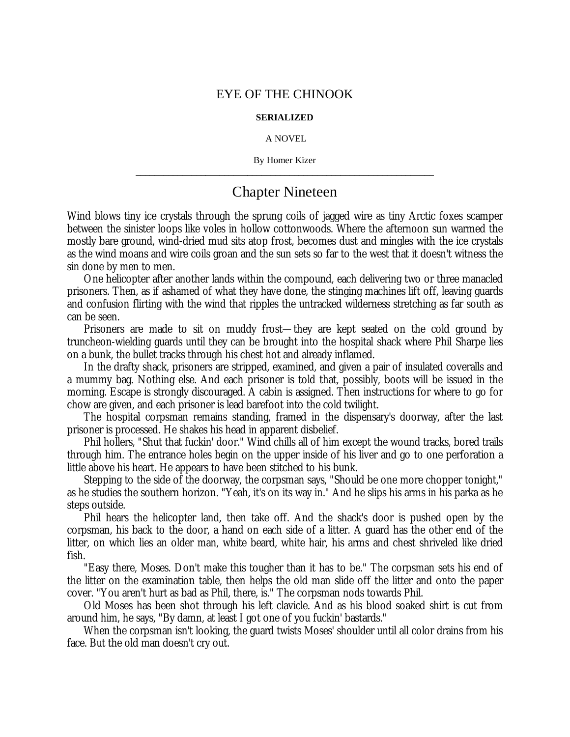# EYE OF THE CHINOOK

**SERIALIZED**

A NOVEL

By Homer Kizer

---

## Chapter Nineteen

Wind blows tiny ice crystals through the sprung coils of jagged wire as tiny Arctic foxes scamper between the sinister loops like voles in hollow cottonwoods. Where the afternoon sun warmed the mostly bare ground, wind-dried mud sits atop frost, becomes dust and mingles with the ice crystals as the wind moans and wire coils groan and the sun sets so far to the west that it doesn't witness the sin done by men to men.

One helicopter after another lands within the compound, each delivering two or three manacled prisoners. Then, as if ashamed of what they have done, the stinging machines lift off, leaving guards and confusion flirting with the wind that ripples the untracked wilderness stretching as far south as can be seen.

Prisoners are made to sit on muddy frost—they are kept seated on the cold ground by truncheon-wielding guards until they can be brought into the hospital shack where Phil Sharpe lies on a bunk, the bullet tracks through his chest hot and already inflamed.

In the drafty shack, prisoners are stripped, examined, and given a pair of insulated coveralls and a mummy bag. Nothing else. And each prisoner is told that, possibly, boots will be issued in the morning. Escape is strongly discouraged. A cabin is assigned. Then instructions for where to go for chow are given, and each prisoner is lead barefoot into the cold twilight.

The hospital corpsman remains standing, framed in the dispensary's doorway, after the last prisoner is processed. He shakes his head in apparent disbelief.

Phil hollers, "Shut that fuckin' door." Wind chills all of him except the wound tracks, bored trails through him. The entrance holes begin on the upper inside of his liver and go to one perforation a little above his heart. He appears to have been stitched to his bunk.

Stepping to the side of the doorway, the corpsman says, "Should be one more chopper tonight," as he studies the southern horizon. "Yeah, it's on its way in." And he slips his arms in his parka as he steps outside.

Phil hears the helicopter land, then take off. And the shack's door is pushed open by the corpsman, his back to the door, a hand on each side of a litter. A guard has the other end of the litter, on which lies an older man, white beard, white hair, his arms and chest shriveled like dried fish.

"Easy there, Moses. Don't make this tougher than it has to be." The corpsman sets his end of the litter on the examination table, then helps the old man slide off the litter and onto the paper cover. "You aren't hurt as bad as Phil, there, is." The corpsman nods towards Phil.

Old Moses has been shot through his left clavicle. And as his blood soaked shirt is cut from around him, he says, "By damn, at least I got one of you fuckin' bastards."

When the corpsman isn't looking, the guard twists Moses' shoulder until all color drains from his face. But the old man doesn't cry out.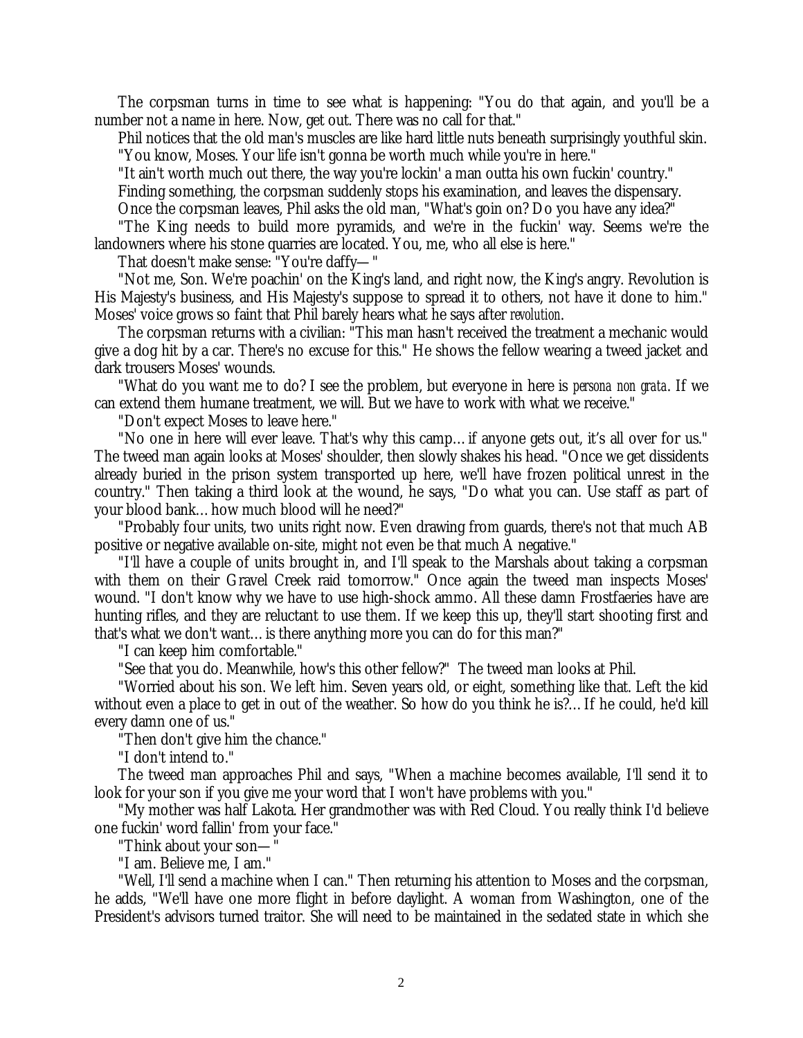The corpsman turns in time to see what is happening: "You do that again, and you'll be a number not a name in here. Now, get out. There was no call for that."

Phil notices that the old man's muscles are like hard little nuts beneath surprisingly youthful skin.

"You know, Moses. Your life isn't gonna be worth much while you're in here."

"It ain't worth much out there, the way you're lockin' a man outta his own fuckin' country."

Finding something, the corpsman suddenly stops his examination, and leaves the dispensary.

Once the corpsman leaves, Phil asks the old man, "What's goin on? Do you have any idea?"

"The King needs to build more pyramids, and we're in the fuckin' way. Seems we're the landowners where his stone quarries are located. You, me, who all else is here."

That doesn't make sense: "You're daffy— "

"Not me, Son. We're poachin' on the King's land, and right now, the King's angry. Revolution is His Majesty's business, and His Majesty's suppose to spread it to others, not have it done to him." Moses' voice grows so faint that Phil barely hears what he says after *revolution*.

The corpsman returns with a civilian: "This man hasn't received the treatment a mechanic would give a dog hit by a car. There's no excuse for this." He shows the fellow wearing a tweed jacket and dark trousers Moses' wounds.

"What do you want me to do? I see the problem, but everyone in here is *persona non grata*. If we can extend them humane treatment, we will. But we have to work with what we receive."

"Don't expect Moses to leave here."

"No one in here will ever leave. That's why this camp… if anyone gets out, it's all over for us." The tweed man again looks at Moses' shoulder, then slowly shakes his head. "Once we get dissidents already buried in the prison system transported up here, we'll have frozen political unrest in the country." Then taking a third look at the wound, he says, "Do what you can. Use staff as part of your blood bank… how much blood will he need?"

"Probably four units, two units right now. Even drawing from guards, there's not that much AB positive or negative available on-site, might not even be that much A negative."

"I'll have a couple of units brought in, and I'll speak to the Marshals about taking a corpsman with them on their Gravel Creek raid tomorrow." Once again the tweed man inspects Moses' wound. "I don't know why we have to use high-shock ammo. All these damn Frostfaeries have are hunting rifles, and they are reluctant to use them. If we keep this up, they'll start shooting first and that's what we don't want… is there anything more you can do for this man?"

"I can keep him comfortable."

"See that you do. Meanwhile, how's this other fellow?" The tweed man looks at Phil.

"Worried about his son. We left him. Seven years old, or eight, something like that. Left the kid without even a place to get in out of the weather. So how do you think he is?… If he could, he'd kill every damn one of us."

"Then don't give him the chance."

"I don't intend to."

The tweed man approaches Phil and says, "When a machine becomes available, I'll send it to look for your son if you give me your word that I won't have problems with you."

"My mother was half Lakota. Her grandmother was with Red Cloud. You really think I'd believe one fuckin' word fallin' from your face."

"Think about your son— "

"I am. Believe me, I am."

"Well, I'll send a machine when I can." Then returning his attention to Moses and the corpsman, he adds, "We'll have one more flight in before daylight. A woman from Washington, one of the President's advisors turned traitor. She will need to be maintained in the sedated state in which she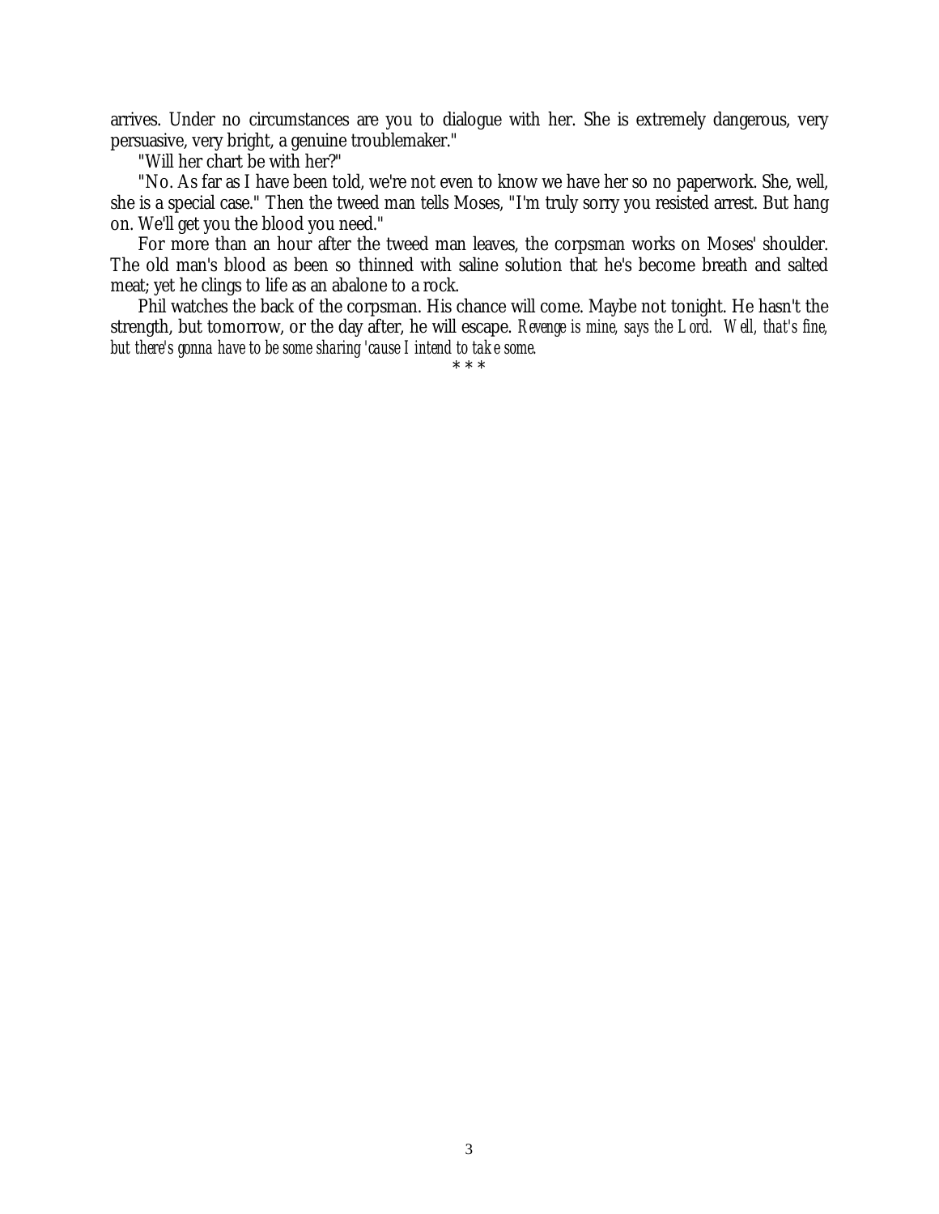arrives. Under no circumstances are you to dialogue with her. She is extremely dangerous, very persuasive, very bright, a genuine troublemaker."

"Will her chart be with her?"

"No. As far as I have been told, we're not even to know we have her so no paperwork. She, well, she is a special case." Then the tweed man tells Moses, "I'm truly sorry you resisted arrest. But hang on. We'll get you the blood you need."

For more than an hour after the tweed man leaves, the corpsman works on Moses' shoulder. The old man's blood as been so thinned with saline solution that he's become breath and salted meat; yet he clings to life as an abalone to a rock.

Phil watches the back of the corpsman. His chance will come. Maybe not tonight. He hasn't the strength, but tomorrow, or the day after, he will escape. *Revenge is mine, says the Lord. Well, that's fine, but there's gonna have to be some sharing 'cause I intend to take some.*

\* \* \*